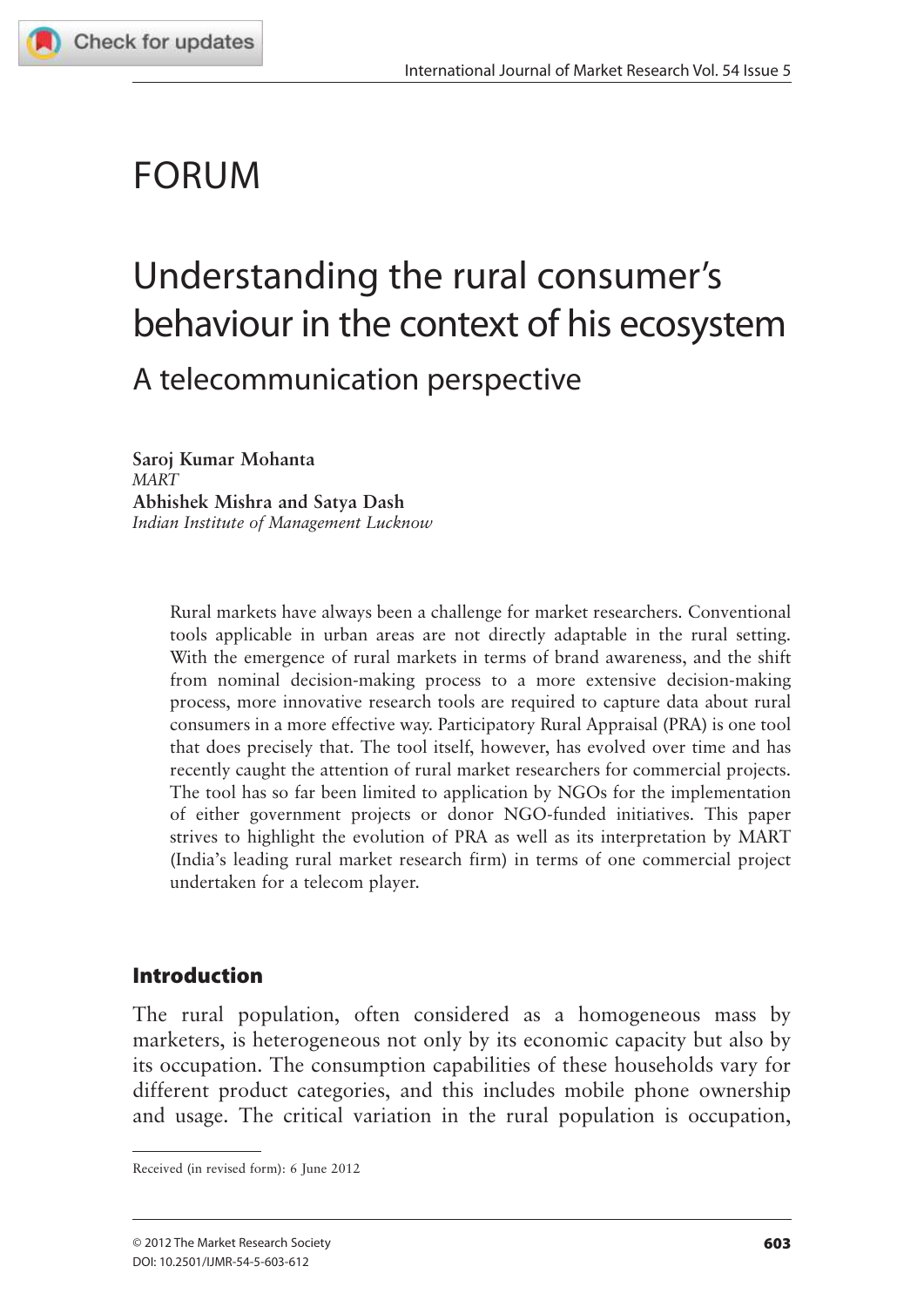# FORUM

# Understanding the rural consumer's behaviour in the context of his ecosystem

## A telecommunication perspective

**Saroj Kumar Mohanta**
*MART*
**Abhishek Mishra and Satya Dash**
*Indian Institute of Management Lucknow*

Rural markets have always been a challenge for market researchers. Conventional tools applicable in urban areas are not directly adaptable in the rural setting. With the emergence of rural markets in terms of brand awareness, and the shift from nominal decision-making process to a more extensive decision-making process, more innovative research tools are required to capture data about rural consumers in a more effective way. Participatory Rural Appraisal (PRA) is one tool that does precisely that. The tool itself, however, has evolved over time and has recently caught the attention of rural market researchers for commercial projects. The tool has so far been limited to application by NGOs for the implementation of either government projects or donor NGO-funded initiatives. This paper strives to highlight the evolution of PRA as well as its interpretation by MART (India's leading rural market research firm) in terms of one commercial project undertaken for a telecom player.

## Introduction

The rural population, often considered as a homogeneous mass by marketers, is heterogeneous not only by its economic capacity but also by its occupation. The consumption capabilities of these households vary for different product categories, and this includes mobile phone ownership and usage. The critical variation in the rural population is occupation,

Received (in revised form): 6 June 2012

© 2012 The Market Research Society
DOI: 10.2501/IJMR-54-5-603-612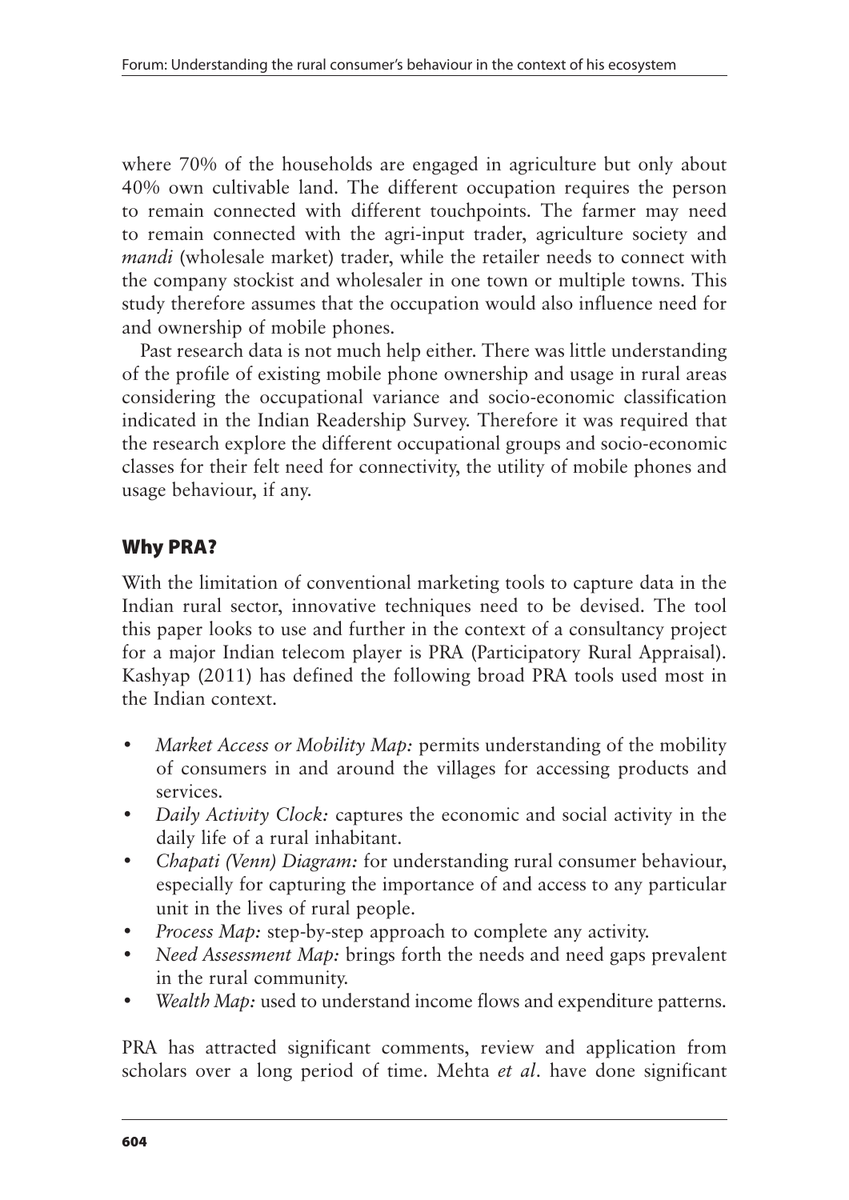where 70% of the households are engaged in agriculture but only about 40% own cultivable land. The different occupation requires the person to remain connected with different touchpoints. The farmer may need to remain connected with the agri-input trader, agriculture society and *mandi* (wholesale market) trader, while the retailer needs to connect with the company stockist and wholesaler in one town or multiple towns. This study therefore assumes that the occupation would also influence need for and ownership of mobile phones.

Past research data is not much help either. There was little understanding of the profile of existing mobile phone ownership and usage in rural areas considering the occupational variance and socio-economic classification indicated in the Indian Readership Survey. Therefore it was required that the research explore the different occupational groups and socio-economic classes for their felt need for connectivity, the utility of mobile phones and usage behaviour, if any.

## Why PRA?

With the limitation of conventional marketing tools to capture data in the Indian rural sector, innovative techniques need to be devised. The tool this paper looks to use and further in the context of a consultancy project for a major Indian telecom player is PRA (Participatory Rural Appraisal). Kashyap (2011) has defined the following broad PRA tools used most in the Indian context.

- *Market Access or Mobility Map:* permits understanding of the mobility of consumers in and around the villages for accessing products and services.
- *Daily Activity Clock:* captures the economic and social activity in the daily life of a rural inhabitant.
- *Chapati (Venn) Diagram:* for understanding rural consumer behaviour, especially for capturing the importance of and access to any particular unit in the lives of rural people.
- *Process Map:* step-by-step approach to complete any activity.
- *Need Assessment Map:* brings forth the needs and need gaps prevalent in the rural community.
- *Wealth Map:* used to understand income flows and expenditure patterns.

PRA has attracted significant comments, review and application from scholars over a long period of time. Mehta *et al*. have done significant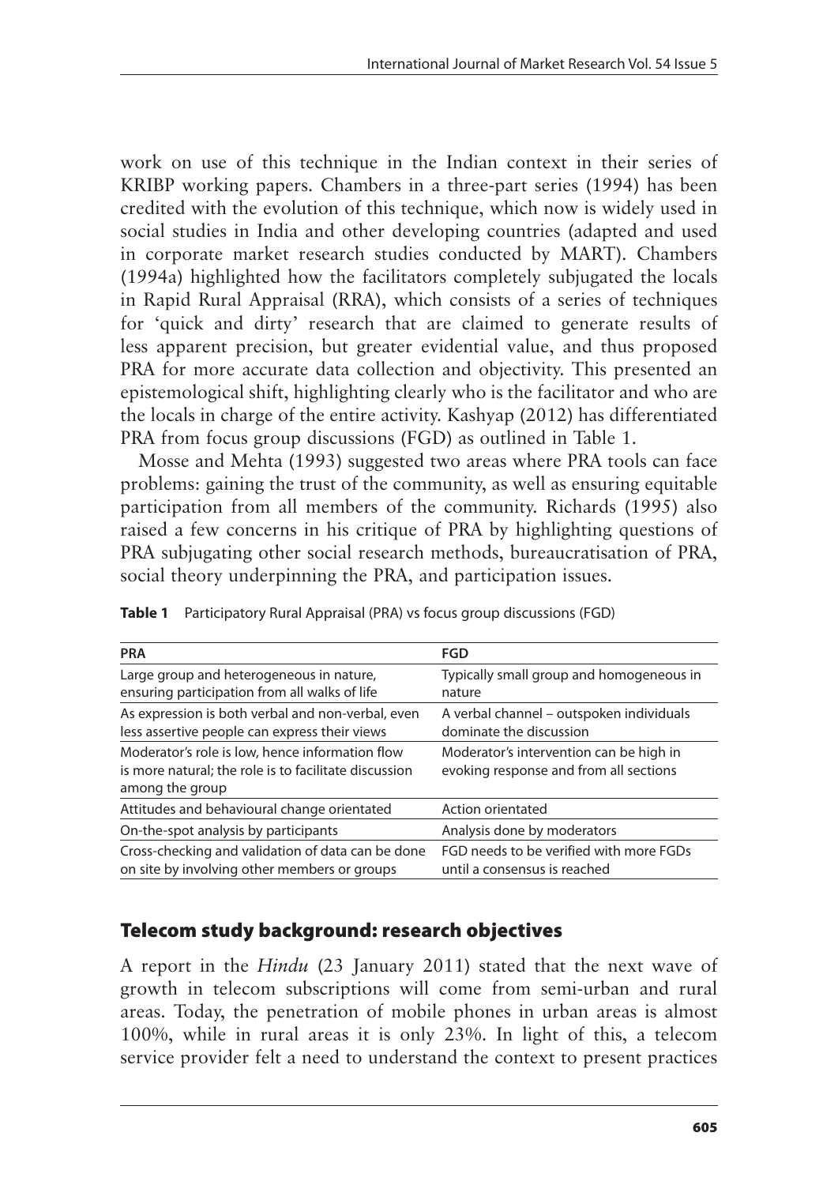work on use of this technique in the Indian context in their series of KRIBP working papers. Chambers in a three-part series (1994) has been credited with the evolution of this technique, which now is widely used in social studies in India and other developing countries (adapted and used in corporate market research studies conducted by MART). Chambers (1994a) highlighted how the facilitators completely subjugated the locals in Rapid Rural Appraisal (RRA), which consists of a series of techniques for 'quick and dirty' research that are claimed to generate results of less apparent precision, but greater evidential value, and thus proposed PRA for more accurate data collection and objectivity. This presented an epistemological shift, highlighting clearly who is the facilitator and who are the locals in charge of the entire activity. Kashyap (2012) has differentiated PRA from focus group discussions (FGD) as outlined in Table 1.

Mosse and Mehta (1993) suggested two areas where PRA tools can face problems: gaining the trust of the community, as well as ensuring equitable participation from all members of the community. Richards (1995) also raised a few concerns in his critique of PRA by highlighting questions of PRA subjugating other social research methods, bureaucratisation of PRA, social theory underpinning the PRA, and participation issues.

**Table 1** Participatory Rural Appraisal (PRA) vs focus group discussions (FGD)

| PRA | FGD |
|---|---|
| Large group and heterogeneous in nature, ensuring participation from all walks of life | Typically small group and homogeneous in nature |
| As expression is both verbal and non-verbal, even less assertive people can express their views | A verbal channel – outspoken individuals dominate the discussion |
| Moderator's role is low, hence information flow is more natural; the role is to facilitate discussion among the group | Moderator's intervention can be high in evoking response and from all sections |
| Attitudes and behavioural change orientated | Action orientated |
| On-the-spot analysis by participants | Analysis done by moderators |
| Cross-checking and validation of data can be done on site by involving other members or groups | FGD needs to be verified with more FGDs until a consensus is reached |

## Telecom study background: research objectives

A report in the *Hindu* (23 January 2011) stated that the next wave of growth in telecom subscriptions will come from semi-urban and rural areas. Today, the penetration of mobile phones in urban areas is almost 100%, while in rural areas it is only 23%. In light of this, a telecom service provider felt a need to understand the context to present practices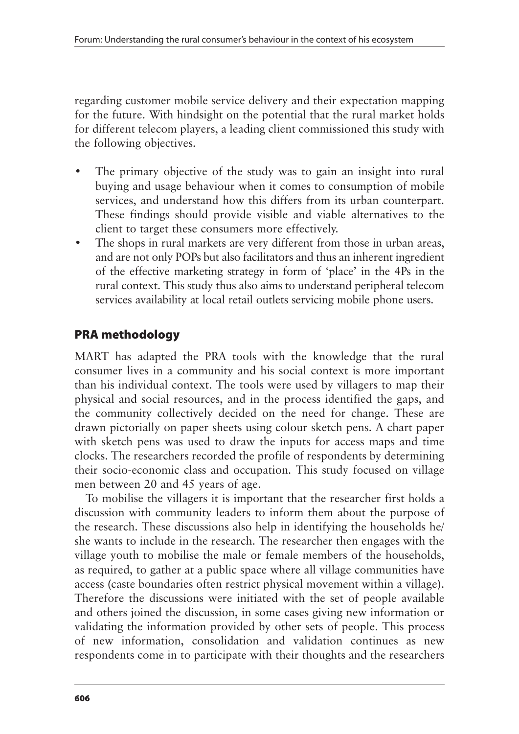regarding customer mobile service delivery and their expectation mapping for the future. With hindsight on the potential that the rural market holds for different telecom players, a leading client commissioned this study with the following objectives.

- The primary objective of the study was to gain an insight into rural buying and usage behaviour when it comes to consumption of mobile services, and understand how this differs from its urban counterpart. These findings should provide visible and viable alternatives to the client to target these consumers more effectively.
- The shops in rural markets are very different from those in urban areas, and are not only POPs but also facilitators and thus an inherent ingredient of the effective marketing strategy in form of 'place' in the 4Ps in the rural context. This study thus also aims to understand peripheral telecom services availability at local retail outlets servicing mobile phone users.

## PRA methodology

MART has adapted the PRA tools with the knowledge that the rural consumer lives in a community and his social context is more important than his individual context. The tools were used by villagers to map their physical and social resources, and in the process identified the gaps, and the community collectively decided on the need for change. These are drawn pictorially on paper sheets using colour sketch pens. A chart paper with sketch pens was used to draw the inputs for access maps and time clocks. The researchers recorded the profile of respondents by determining their socio-economic class and occupation. This study focused on village men between 20 and 45 years of age.

To mobilise the villagers it is important that the researcher first holds a discussion with community leaders to inform them about the purpose of the research. These discussions also help in identifying the households he/she wants to include in the research. The researcher then engages with the village youth to mobilise the male or female members of the households, as required, to gather at a public space where all village communities have access (caste boundaries often restrict physical movement within a village). Therefore the discussions were initiated with the set of people available and others joined the discussion, in some cases giving new information or validating the information provided by other sets of people. This process of new information, consolidation and validation continues as new respondents come in to participate with their thoughts and the researchers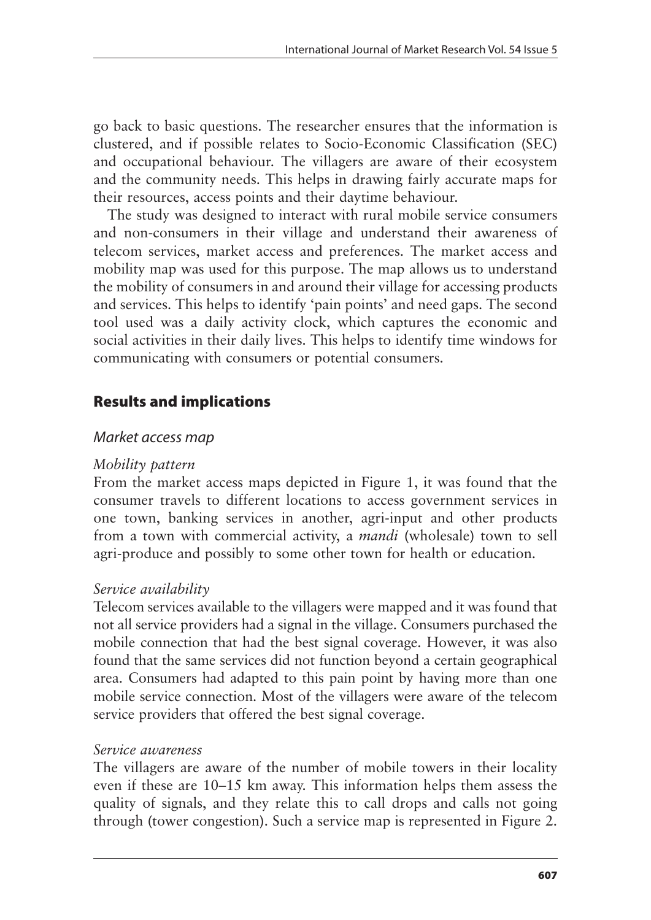go back to basic questions. The researcher ensures that the information is clustered, and if possible relates to Socio-Economic Classification (SEC) and occupational behaviour. The villagers are aware of their ecosystem and the community needs. This helps in drawing fairly accurate maps for their resources, access points and their daytime behaviour.

The study was designed to interact with rural mobile service consumers and non-consumers in their village and understand their awareness of telecom services, market access and preferences. The market access and mobility map was used for this purpose. The map allows us to understand the mobility of consumers in and around their village for accessing products and services. This helps to identify 'pain points' and need gaps. The second tool used was a daily activity clock, which captures the economic and social activities in their daily lives. This helps to identify time windows for communicating with consumers or potential consumers.

## Results and implications

### Market access map

#### *Mobility pattern*

From the market access maps depicted in Figure 1, it was found that the consumer travels to different locations to access government services in one town, banking services in another, agri-input and other products from a town with commercial activity, a *mandi* (wholesale) town to sell agri-produce and possibly to some other town for health or education.

#### *Service availability*

Telecom services available to the villagers were mapped and it was found that not all service providers had a signal in the village. Consumers purchased the mobile connection that had the best signal coverage. However, it was also found that the same services did not function beyond a certain geographical area. Consumers had adapted to this pain point by having more than one mobile service connection. Most of the villagers were aware of the telecom service providers that offered the best signal coverage.

#### *Service awareness*

The villagers are aware of the number of mobile towers in their locality even if these are 10–15 km away. This information helps them assess the quality of signals, and they relate this to call drops and calls not going through (tower congestion). Such a service map is represented in Figure 2.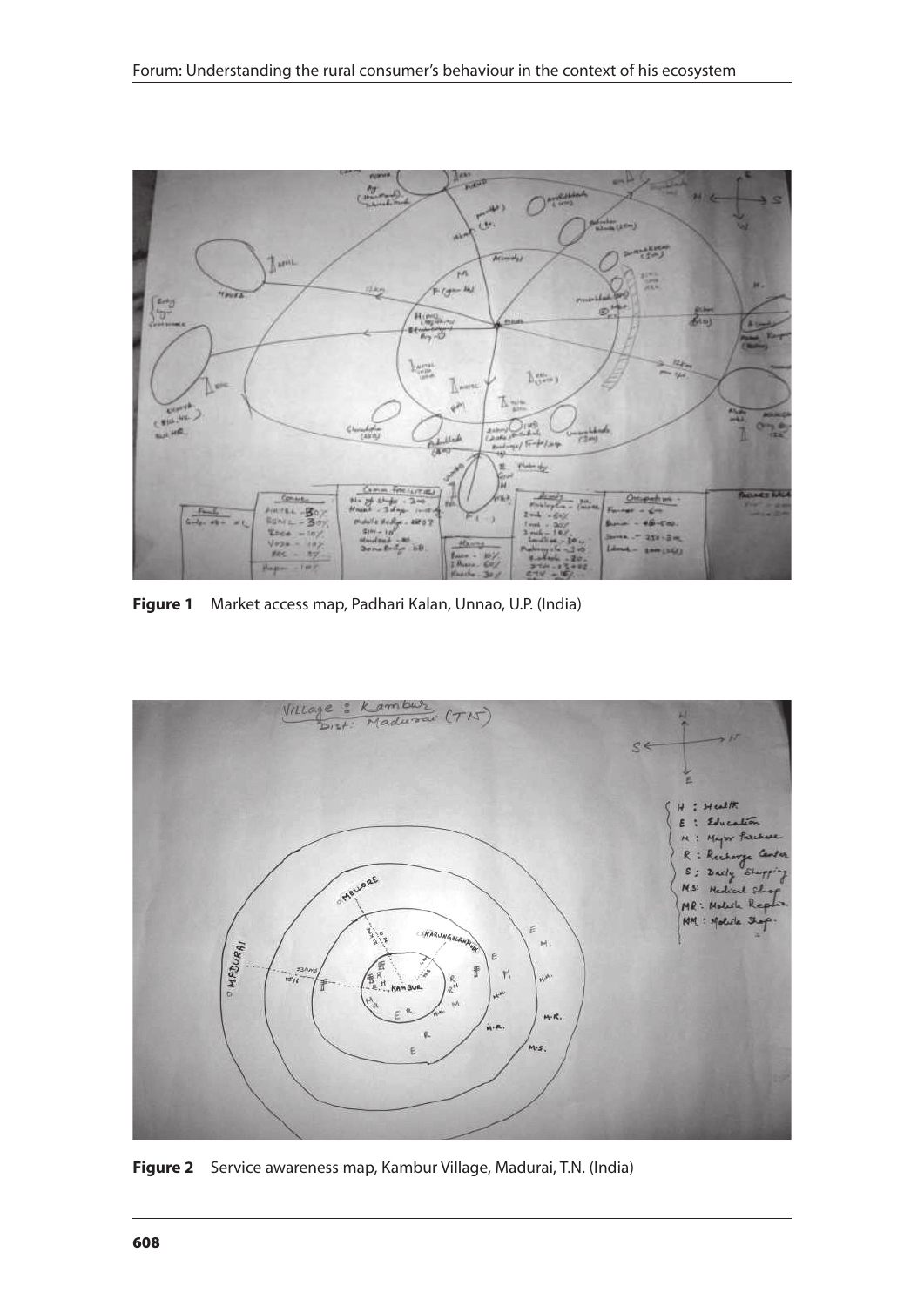**Figure 1** Market access map, Padhari Kalan, Unnao, U.P. (India)

**Figure 2** Service awareness map, Kambur Village, Madurai, T.N. (India)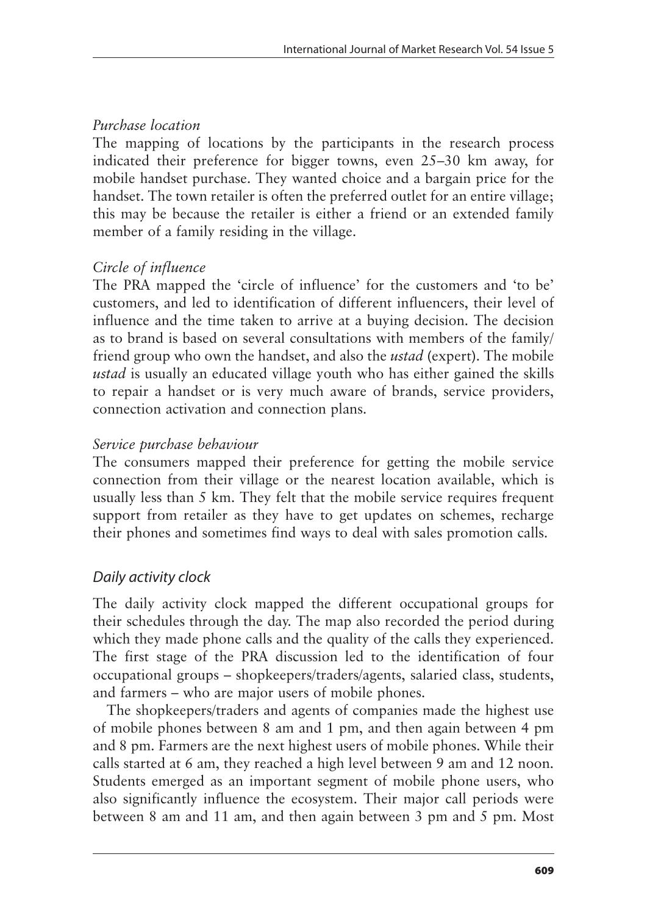*Purchase location*

The mapping of locations by the participants in the research process indicated their preference for bigger towns, even 25–30 km away, for mobile handset purchase. They wanted choice and a bargain price for the handset. The town retailer is often the preferred outlet for an entire village; this may be because the retailer is either a friend or an extended family member of a family residing in the village.

*Circle of influence*

The PRA mapped the 'circle of influence' for the customers and 'to be' customers, and led to identification of different influencers, their level of influence and the time taken to arrive at a buying decision. The decision as to brand is based on several consultations with members of the family/friend group who own the handset, and also the *ustad* (expert). The mobile *ustad* is usually an educated village youth who has either gained the skills to repair a handset or is very much aware of brands, service providers, connection activation and connection plans.

*Service purchase behaviour*

The consumers mapped their preference for getting the mobile service connection from their village or the nearest location available, which is usually less than 5 km. They felt that the mobile service requires frequent support from retailer as they have to get updates on schemes, recharge their phones and sometimes find ways to deal with sales promotion calls.

## *Daily activity clock*

The daily activity clock mapped the different occupational groups for their schedules through the day. The map also recorded the period during which they made phone calls and the quality of the calls they experienced. The first stage of the PRA discussion led to the identification of four occupational groups – shopkeepers/traders/agents, salaried class, students, and farmers – who are major users of mobile phones.

The shopkeepers/traders and agents of companies made the highest use of mobile phones between 8 am and 1 pm, and then again between 4 pm and 8 pm. Farmers are the next highest users of mobile phones. While their calls started at 6 am, they reached a high level between 9 am and 12 noon. Students emerged as an important segment of mobile phone users, who also significantly influence the ecosystem. Their major call periods were between 8 am and 11 am, and then again between 3 pm and 5 pm. Most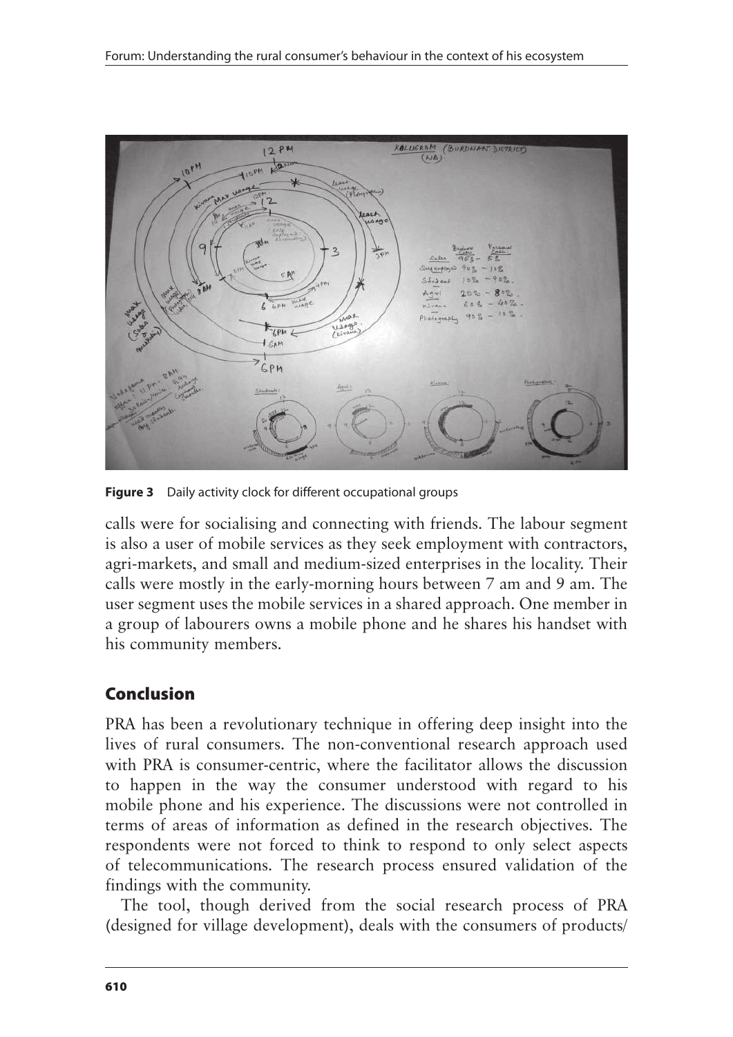**Figure 3** Daily activity clock for different occupational groups

calls were for socialising and connecting with friends. The labour segment is also a user of mobile services as they seek employment with contractors, agri-markets, and small and medium-sized enterprises in the locality. Their calls were mostly in the early-morning hours between 7 am and 9 am. The user segment uses the mobile services in a shared approach. One member in a group of labourers owns a mobile phone and he shares his handset with his community members.

## Conclusion

PRA has been a revolutionary technique in offering deep insight into the lives of rural consumers. The non-conventional research approach used with PRA is consumer-centric, where the facilitator allows the discussion to happen in the way the consumer understood with regard to his mobile phone and his experience. The discussions were not controlled in terms of areas of information as defined in the research objectives. The respondents were not forced to think to respond to only select aspects of telecommunications. The research process ensured validation of the findings with the community.

The tool, though derived from the social research process of PRA (designed for village development), deals with the consumers of products/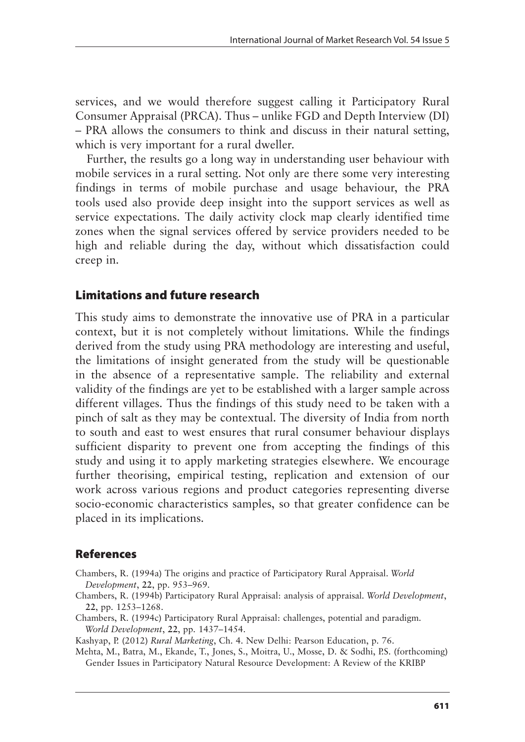services, and we would therefore suggest calling it Participatory Rural Consumer Appraisal (PRCA). Thus – unlike FGD and Depth Interview (DI) – PRA allows the consumers to think and discuss in their natural setting, which is very important for a rural dweller.

Further, the results go a long way in understanding user behaviour with mobile services in a rural setting. Not only are there some very interesting findings in terms of mobile purchase and usage behaviour, the PRA tools used also provide deep insight into the support services as well as service expectations. The daily activity clock map clearly identified time zones when the signal services offered by service providers needed to be high and reliable during the day, without which dissatisfaction could creep in.

## Limitations and future research

This study aims to demonstrate the innovative use of PRA in a particular context, but it is not completely without limitations. While the findings derived from the study using PRA methodology are interesting and useful, the limitations of insight generated from the study will be questionable in the absence of a representative sample. The reliability and external validity of the findings are yet to be established with a larger sample across different villages. Thus the findings of this study need to be taken with a pinch of salt as they may be contextual. The diversity of India from north to south and east to west ensures that rural consumer behaviour displays sufficient disparity to prevent one from accepting the findings of this study and using it to apply marketing strategies elsewhere. We encourage further theorising, empirical testing, replication and extension of our work across various regions and product categories representing diverse socio-economic characteristics samples, so that greater confidence can be placed in its implications.

## References

Chambers, R. (1994a) The origins and practice of Participatory Rural Appraisal. *World Development*, **22**, pp. 953–969.

Chambers, R. (1994b) Participatory Rural Appraisal: analysis of appraisal. *World Development*, **22**, pp. 1253–1268.

Chambers, R. (1994c) Participatory Rural Appraisal: challenges, potential and paradigm. *World Development*, **22**, pp. 1437–1454.

Kashyap, P. (2012) *Rural Marketing*, Ch. 4. New Delhi: Pearson Education, p. 76.

Mehta, M., Batra, M., Ekande, T., Jones, S., Moitra, U., Mosse, D. & Sodhi, P.S. (forthcoming) Gender Issues in Participatory Natural Resource Development: A Review of the KRIBP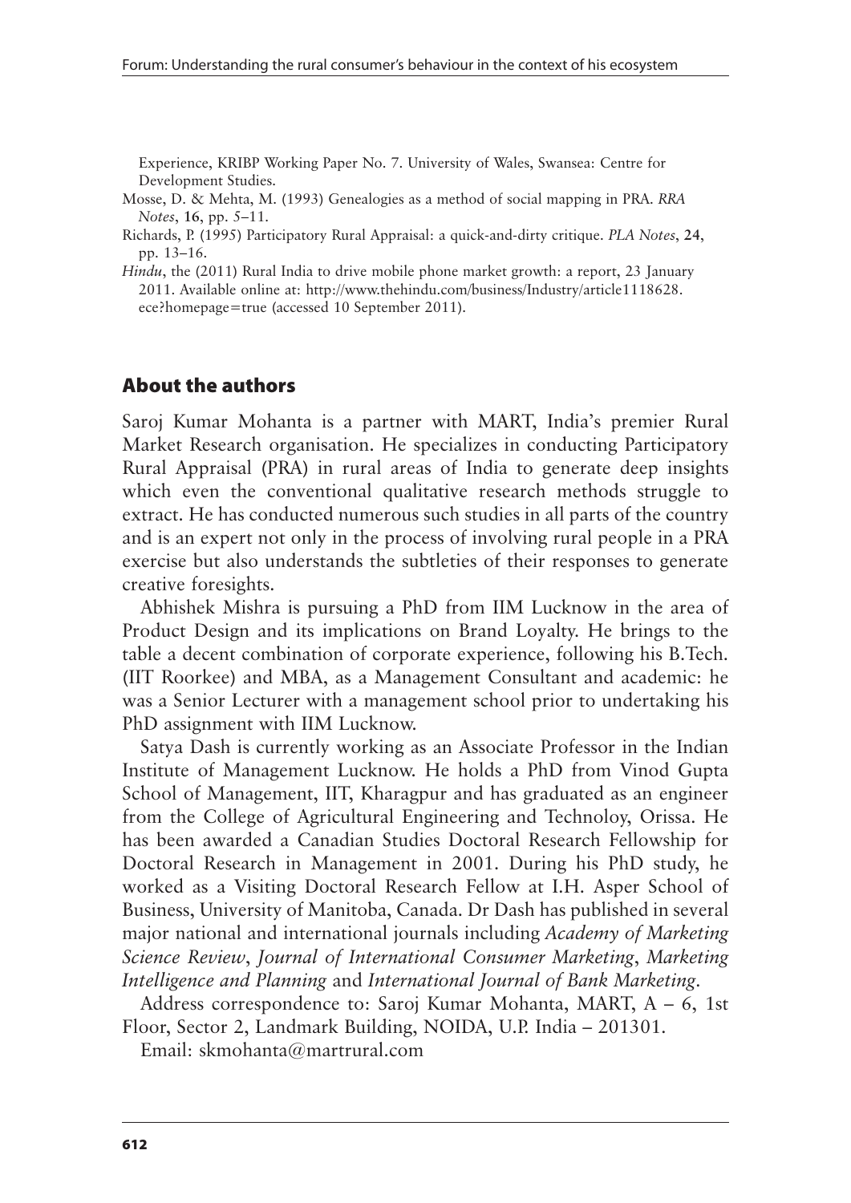Experience, KRIBP Working Paper No. 7. University of Wales, Swansea: Centre for Development Studies.

Mosse, D. & Mehta, M. (1993) Genealogies as a method of social mapping in PRA. *RRA Notes*, **16**, pp. 5–11.

Richards, P. (1995) Participatory Rural Appraisal: a quick-and-dirty critique. *PLA Notes*, **24**, pp. 13–16.

*Hindu*, the (2011) Rural India to drive mobile phone market growth: a report, 23 January 2011. Available online at: http://www.thehindu.com/business/Industry/article1118628.ece?homepage=true (accessed 10 September 2011).

## About the authors

Saroj Kumar Mohanta is a partner with MART, India's premier Rural Market Research organisation. He specializes in conducting Participatory Rural Appraisal (PRA) in rural areas of India to generate deep insights which even the conventional qualitative research methods struggle to extract. He has conducted numerous such studies in all parts of the country and is an expert not only in the process of involving rural people in a PRA exercise but also understands the subtleties of their responses to generate creative foresights.

Abhishek Mishra is pursuing a PhD from IIM Lucknow in the area of Product Design and its implications on Brand Loyalty. He brings to the table a decent combination of corporate experience, following his B.Tech. (IIT Roorkee) and MBA, as a Management Consultant and academic: he was a Senior Lecturer with a management school prior to undertaking his PhD assignment with IIM Lucknow.

Satya Dash is currently working as an Associate Professor in the Indian Institute of Management Lucknow. He holds a PhD from Vinod Gupta School of Management, IIT, Kharagpur and has graduated as an engineer from the College of Agricultural Engineering and Technoloy, Orissa. He has been awarded a Canadian Studies Doctoral Research Fellowship for Doctoral Research in Management in 2001. During his PhD study, he worked as a Visiting Doctoral Research Fellow at I.H. Asper School of Business, University of Manitoba, Canada. Dr Dash has published in several major national and international journals including *Academy of Marketing Science Review*, *Journal of International Consumer Marketing*, *Marketing Intelligence and Planning* and *International Journal of Bank Marketing*.

Address correspondence to: Saroj Kumar Mohanta, MART, A – 6, 1st Floor, Sector 2, Landmark Building, NOIDA, U.P. India – 201301.

Email: skmohanta@martrural.com